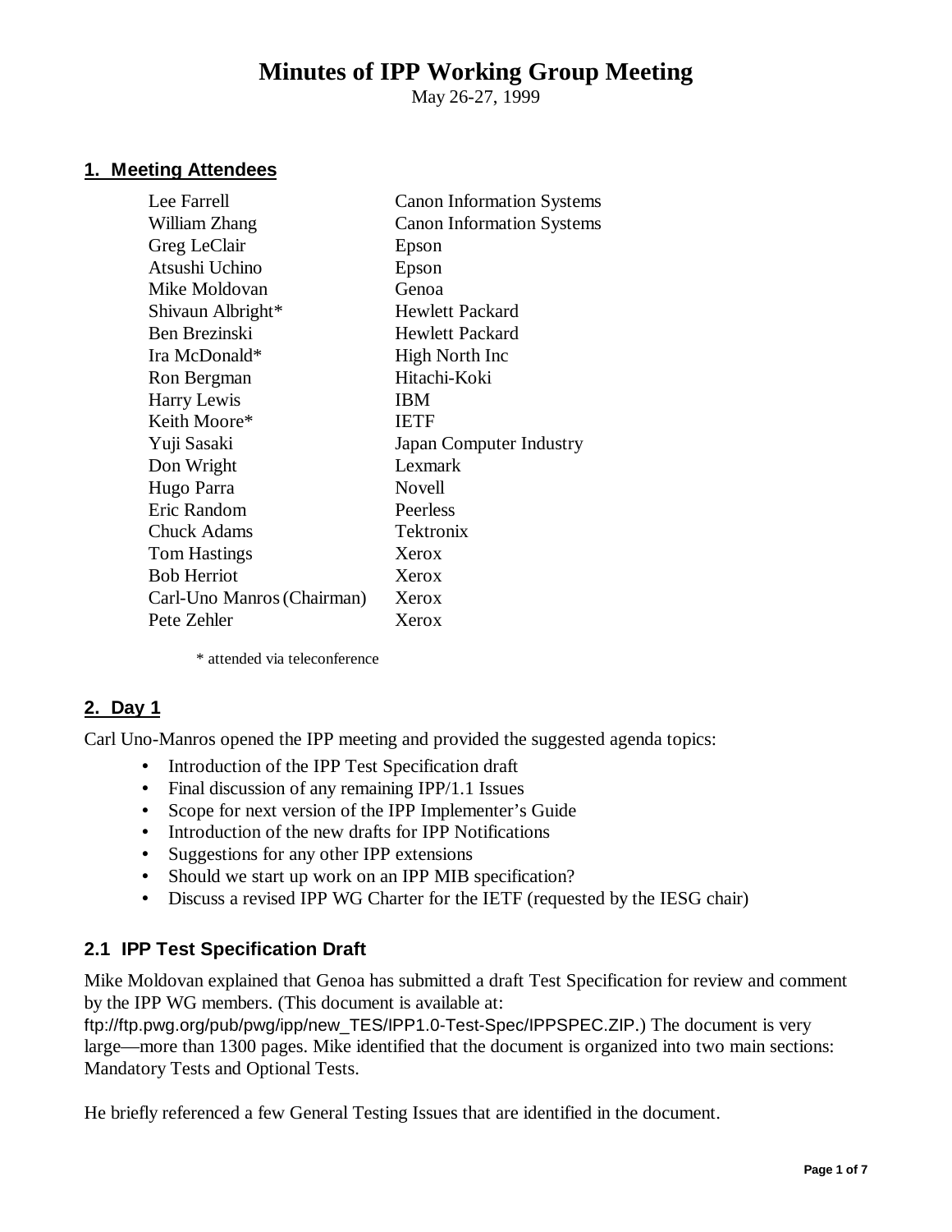# Minutes of IPP Working Group Meeting

May 26-27, 1999

## 1. Meeting Attendees

| | |
|---|---|
| Lee Farrell | Canon Information Systems |
| William Zhang | Canon Information Systems |
| Greg LeClair | Epson |
| Atsushi Uchino | Epson |
| Mike Moldovan | Genoa |
| Shivaun Albright* | Hewlett Packard |
| Ben Brezinski | Hewlett Packard |
| Ira McDonald* | High North Inc |
| Ron Bergman | Hitachi-Koki |
| Harry Lewis | IBM |
| Keith Moore* | IETF |
| Yuji Sasaki | Japan Computer Industry |
| Don Wright | Lexmark |
| Hugo Parra | Novell |
| Eric Random | Peerless |
| Chuck Adams | Tektronix |
| Tom Hastings | Xerox |
| Bob Herriot | Xerox |
| Carl-Uno Manros (Chairman) | Xerox |
| Pete Zehler | Xerox |

\* attended via teleconference

## 2. Day 1

Carl Uno-Manros opened the IPP meeting and provided the suggested agenda topics:

- Introduction of the IPP Test Specification draft
- Final discussion of any remaining IPP/1.1 Issues
- Scope for next version of the IPP Implementer's Guide
- Introduction of the new drafts for IPP Notifications
- Suggestions for any other IPP extensions
- Should we start up work on an IPP MIB specification?
- Discuss a revised IPP WG Charter for the IETF (requested by the IESG chair)

### 2.1 IPP Test Specification Draft

Mike Moldovan explained that Genoa has submitted a draft Test Specification for review and comment by the IPP WG members. (This document is available at: ftp://ftp.pwg.org/pub/pwg/ipp/new_TES/IPP1.0-Test-Spec/IPPSPEC.ZIP.) The document is very large—more than 1300 pages. Mike identified that the document is organized into two main sections: Mandatory Tests and Optional Tests.

He briefly referenced a few General Testing Issues that are identified in the document.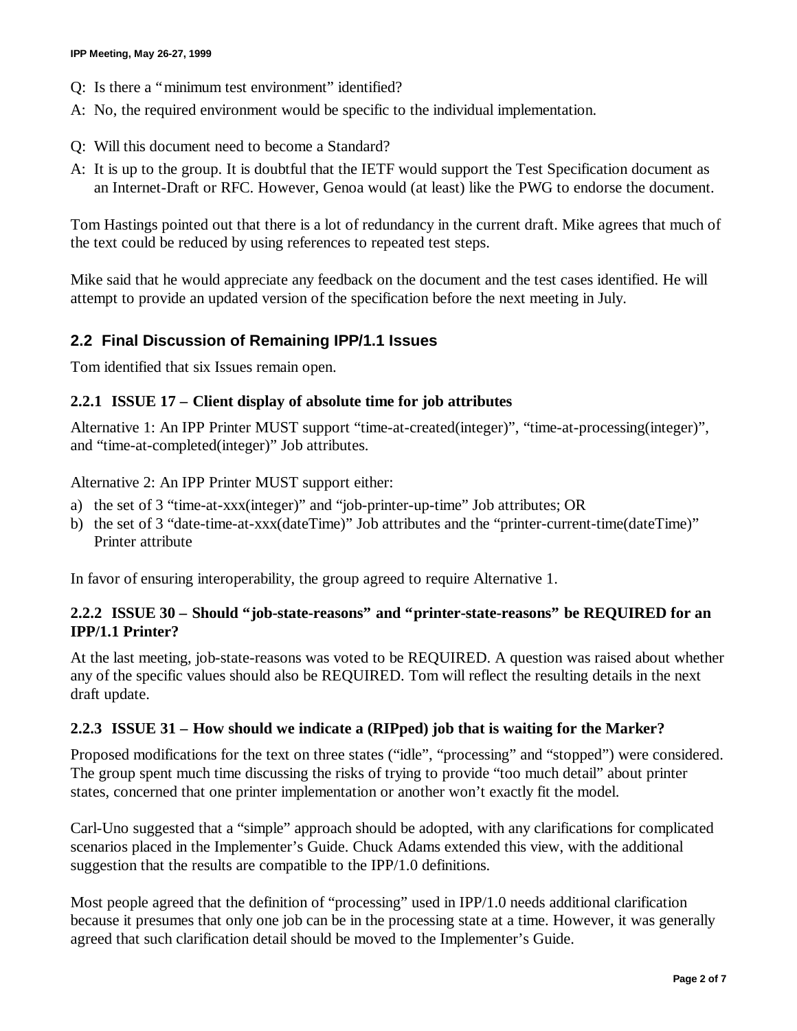Q: Is there a "minimum test environment" identified?

A: No, the required environment would be specific to the individual implementation.

Q: Will this document need to become a Standard?

A: It is up to the group. It is doubtful that the IETF would support the Test Specification document as an Internet-Draft or RFC. However, Genoa would (at least) like the PWG to endorse the document.

Tom Hastings pointed out that there is a lot of redundancy in the current draft. Mike agrees that much of the text could be reduced by using references to repeated test steps.

Mike said that he would appreciate any feedback on the document and the test cases identified. He will attempt to provide an updated version of the specification before the next meeting in July.

## 2.2 Final Discussion of Remaining IPP/1.1 Issues

Tom identified that six Issues remain open.

### 2.2.1 ISSUE 17 – Client display of absolute time for job attributes

Alternative 1: An IPP Printer MUST support "time-at-created(integer)", "time-at-processing(integer)", and "time-at-completed(integer)" Job attributes.

Alternative 2: An IPP Printer MUST support either:

a) the set of 3 "time-at-xxx(integer)" and "job-printer-up-time" Job attributes; OR
b) the set of 3 "date-time-at-xxx(dateTime)" Job attributes and the "printer-current-time(dateTime)" Printer attribute

In favor of ensuring interoperability, the group agreed to require Alternative 1.

### 2.2.2 ISSUE 30 – Should "job-state-reasons" and "printer-state-reasons" be REQUIRED for an IPP/1.1 Printer?

At the last meeting, job-state-reasons was voted to be REQUIRED. A question was raised about whether any of the specific values should also be REQUIRED. Tom will reflect the resulting details in the next draft update.

### 2.2.3 ISSUE 31 – How should we indicate a (RIPped) job that is waiting for the Marker?

Proposed modifications for the text on three states ("idle", "processing" and "stopped") were considered. The group spent much time discussing the risks of trying to provide "too much detail" about printer states, concerned that one printer implementation or another won't exactly fit the model.

Carl-Uno suggested that a "simple" approach should be adopted, with any clarifications for complicated scenarios placed in the Implementer's Guide. Chuck Adams extended this view, with the additional suggestion that the results are compatible to the IPP/1.0 definitions.

Most people agreed that the definition of "processing" used in IPP/1.0 needs additional clarification because it presumes that only one job can be in the processing state at a time. However, it was generally agreed that such clarification detail should be moved to the Implementer's Guide.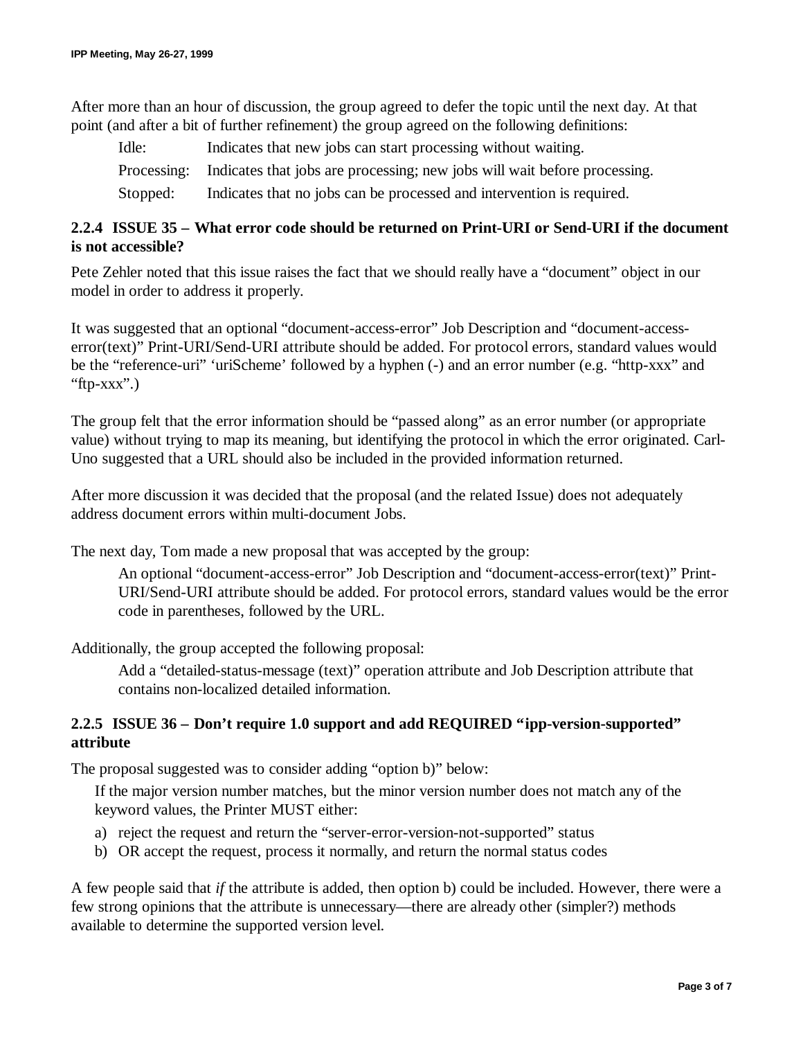After more than an hour of discussion, the group agreed to defer the topic until the next day. At that point (and after a bit of further refinement) the group agreed on the following definitions:

| | |
|---|---|
| Idle: | Indicates that new jobs can start processing without waiting. |
| Processing: | Indicates that jobs are processing; new jobs will wait before processing. |
| Stopped: | Indicates that no jobs can be processed and intervention is required. |

### 2.2.4 ISSUE 35 – What error code should be returned on Print-URI or Send-URI if the document is not accessible?

Pete Zehler noted that this issue raises the fact that we should really have a "document" object in our model in order to address it properly.

It was suggested that an optional "document-access-error" Job Description and "document-access-error(text)" Print-URI/Send-URI attribute should be added. For protocol errors, standard values would be the "reference-uri" 'uriScheme' followed by a hyphen (-) and an error number (e.g. "http-xxx" and "ftp-xxx".)

The group felt that the error information should be "passed along" as an error number (or appropriate value) without trying to map its meaning, but identifying the protocol in which the error originated. Carl-Uno suggested that a URL should also be included in the provided information returned.

After more discussion it was decided that the proposal (and the related Issue) does not adequately address document errors within multi-document Jobs.

The next day, Tom made a new proposal that was accepted by the group:

> An optional "document-access-error" Job Description and "document-access-error(text)" Print-URI/Send-URI attribute should be added. For protocol errors, standard values would be the error code in parentheses, followed by the URL.

Additionally, the group accepted the following proposal:

> Add a "detailed-status-message (text)" operation attribute and Job Description attribute that contains non-localized detailed information.

### 2.2.5 ISSUE 36 – Don't require 1.0 support and add REQUIRED "ipp-version-supported" attribute

The proposal suggested was to consider adding "option b)" below:

> If the major version number matches, but the minor version number does not match any of the keyword values, the Printer MUST either:
>
> a) reject the request and return the "server-error-version-not-supported" status
> b) OR accept the request, process it normally, and return the normal status codes

A few people said that *if* the attribute is added, then option b) could be included. However, there were a few strong opinions that the attribute is unnecessary—there are already other (simpler?) methods available to determine the supported version level.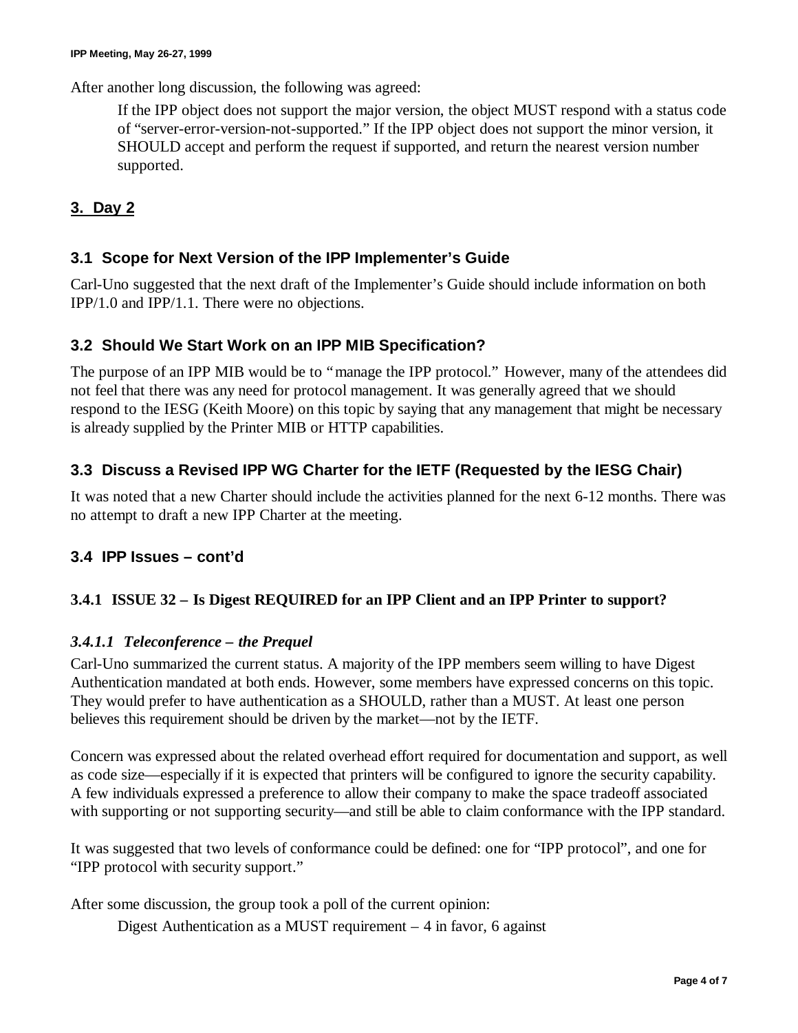After another long discussion, the following was agreed:

> If the IPP object does not support the major version, the object MUST respond with a status code of "server-error-version-not-supported." If the IPP object does not support the minor version, it SHOULD accept and perform the request if supported, and return the nearest version number supported.

## 3. Day 2

### 3.1 Scope for Next Version of the IPP Implementer's Guide

Carl-Uno suggested that the next draft of the Implementer's Guide should include information on both IPP/1.0 and IPP/1.1. There were no objections.

### 3.2 Should We Start Work on an IPP MIB Specification?

The purpose of an IPP MIB would be to "manage the IPP protocol." However, many of the attendees did not feel that there was any need for protocol management. It was generally agreed that we should respond to the IESG (Keith Moore) on this topic by saying that any management that might be necessary is already supplied by the Printer MIB or HTTP capabilities.

### 3.3 Discuss a Revised IPP WG Charter for the IETF (Requested by the IESG Chair)

It was noted that a new Charter should include the activities planned for the next 6-12 months. There was no attempt to draft a new IPP Charter at the meeting.

### 3.4 IPP Issues – cont'd

#### 3.4.1 ISSUE 32 – Is Digest REQUIRED for an IPP Client and an IPP Printer to support?

##### *3.4.1.1 Teleconference – the Prequel*

Carl-Uno summarized the current status. A majority of the IPP members seem willing to have Digest Authentication mandated at both ends. However, some members have expressed concerns on this topic. They would prefer to have authentication as a SHOULD, rather than a MUST. At least one person believes this requirement should be driven by the market—not by the IETF.

Concern was expressed about the related overhead effort required for documentation and support, as well as code size—especially if it is expected that printers will be configured to ignore the security capability. A few individuals expressed a preference to allow their company to make the space tradeoff associated with supporting or not supporting security—and still be able to claim conformance with the IPP standard.

It was suggested that two levels of conformance could be defined: one for "IPP protocol", and one for "IPP protocol with security support."

After some discussion, the group took a poll of the current opinion:

> Digest Authentication as a MUST requirement – 4 in favor, 6 against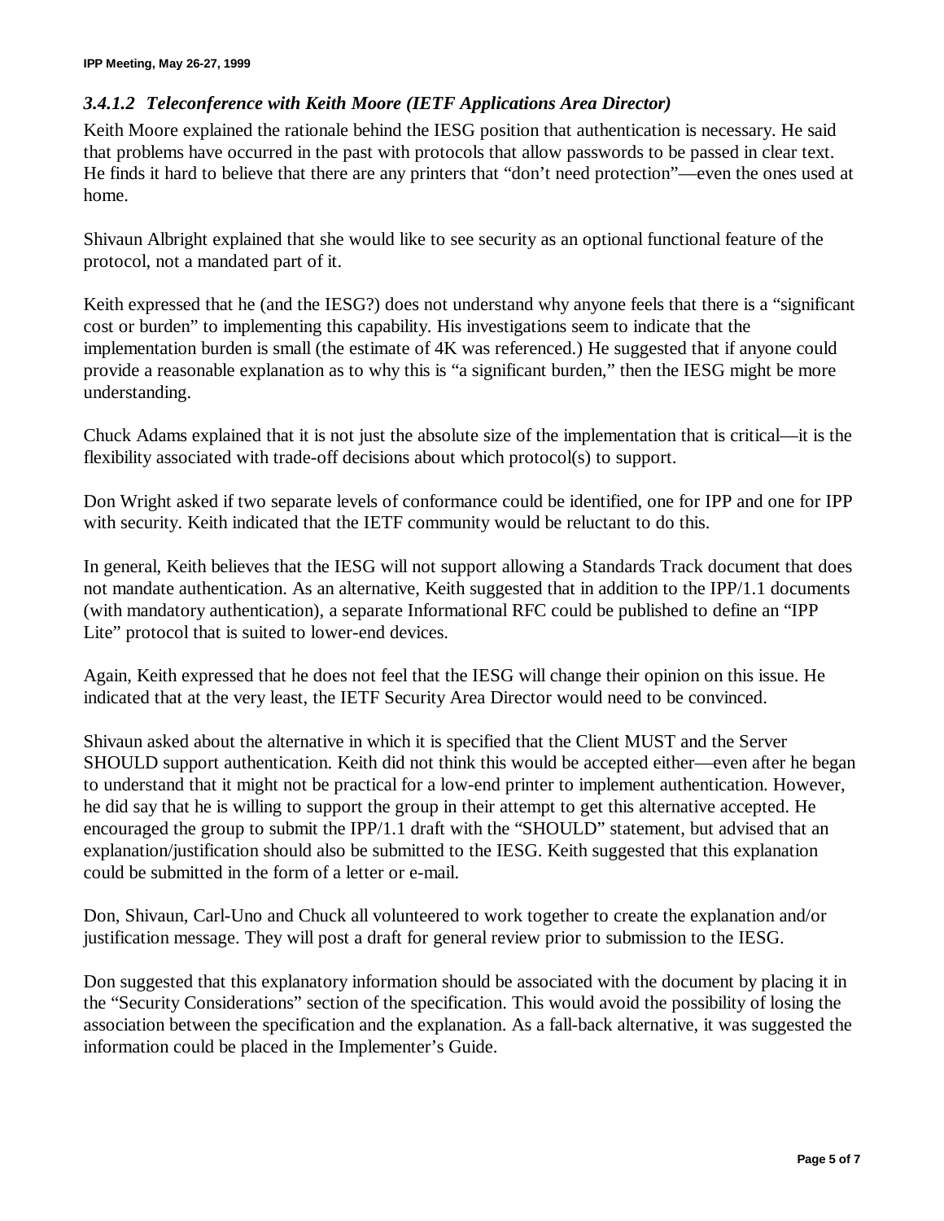### *3.4.1.2 Teleconference with Keith Moore (IETF Applications Area Director)*

Keith Moore explained the rationale behind the IESG position that authentication is necessary. He said that problems have occurred in the past with protocols that allow passwords to be passed in clear text. He finds it hard to believe that there are any printers that "don't need protection"—even the ones used at home.

Shivaun Albright explained that she would like to see security as an optional functional feature of the protocol, not a mandated part of it.

Keith expressed that he (and the IESG?) does not understand why anyone feels that there is a "significant cost or burden" to implementing this capability. His investigations seem to indicate that the implementation burden is small (the estimate of 4K was referenced.) He suggested that if anyone could provide a reasonable explanation as to why this is "a significant burden," then the IESG might be more understanding.

Chuck Adams explained that it is not just the absolute size of the implementation that is critical—it is the flexibility associated with trade-off decisions about which protocol(s) to support.

Don Wright asked if two separate levels of conformance could be identified, one for IPP and one for IPP with security. Keith indicated that the IETF community would be reluctant to do this.

In general, Keith believes that the IESG will not support allowing a Standards Track document that does not mandate authentication. As an alternative, Keith suggested that in addition to the IPP/1.1 documents (with mandatory authentication), a separate Informational RFC could be published to define an "IPP Lite" protocol that is suited to lower-end devices.

Again, Keith expressed that he does not feel that the IESG will change their opinion on this issue. He indicated that at the very least, the IETF Security Area Director would need to be convinced.

Shivaun asked about the alternative in which it is specified that the Client MUST and the Server SHOULD support authentication. Keith did not think this would be accepted either—even after he began to understand that it might not be practical for a low-end printer to implement authentication. However, he did say that he is willing to support the group in their attempt to get this alternative accepted. He encouraged the group to submit the IPP/1.1 draft with the "SHOULD" statement, but advised that an explanation/justification should also be submitted to the IESG. Keith suggested that this explanation could be submitted in the form of a letter or e-mail.

Don, Shivaun, Carl-Uno and Chuck all volunteered to work together to create the explanation and/or justification message. They will post a draft for general review prior to submission to the IESG.

Don suggested that this explanatory information should be associated with the document by placing it in the "Security Considerations" section of the specification. This would avoid the possibility of losing the association between the specification and the explanation. As a fall-back alternative, it was suggested the information could be placed in the Implementer's Guide.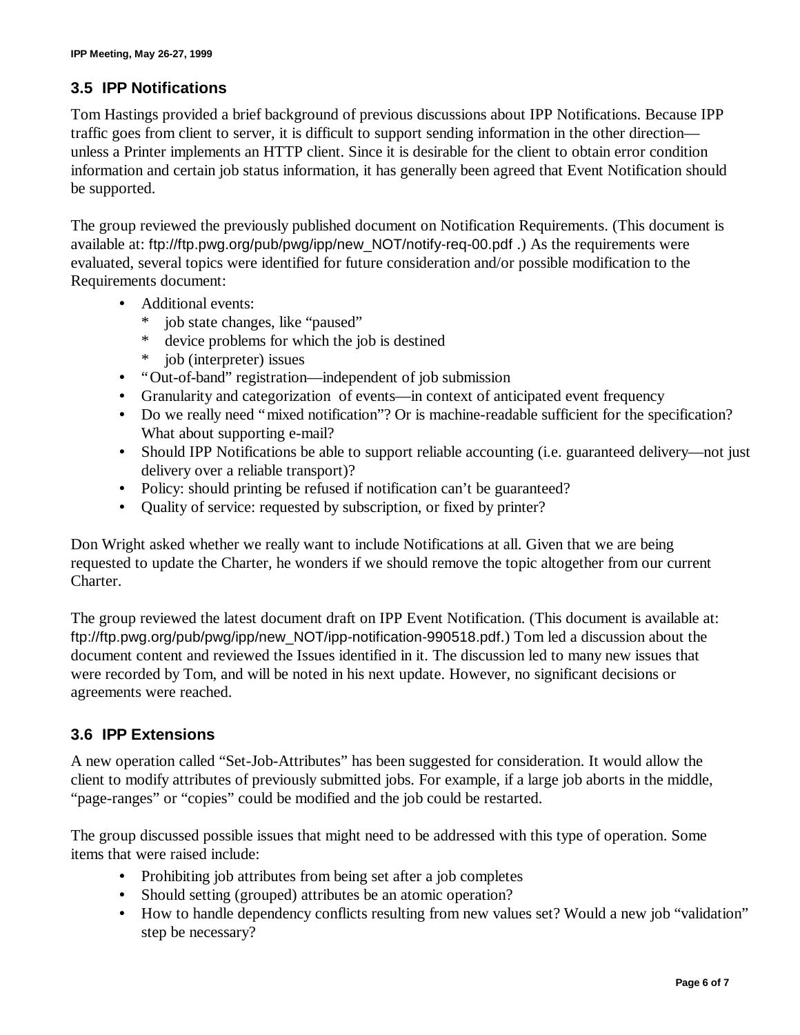## 3.5 IPP Notifications

Tom Hastings provided a brief background of previous discussions about IPP Notifications. Because IPP traffic goes from client to server, it is difficult to support sending information in the other direction—unless a Printer implements an HTTP client. Since it is desirable for the client to obtain error condition information and certain job status information, it has generally been agreed that Event Notification should be supported.

The group reviewed the previously published document on Notification Requirements. (This document is available at: ftp://ftp.pwg.org/pub/pwg/ipp/new_NOT/notify-req-00.pdf .) As the requirements were evaluated, several topics were identified for future consideration and/or possible modification to the Requirements document:

- Additional events:
  - job state changes, like "paused"
  - device problems for which the job is destined
  - job (interpreter) issues
- "Out-of-band" registration—independent of job submission
- Granularity and categorization of events—in context of anticipated event frequency
- Do we really need "mixed notification"? Or is machine-readable sufficient for the specification? What about supporting e-mail?
- Should IPP Notifications be able to support reliable accounting (i.e. guaranteed delivery—not just delivery over a reliable transport)?
- Policy: should printing be refused if notification can't be guaranteed?
- Quality of service: requested by subscription, or fixed by printer?

Don Wright asked whether we really want to include Notifications at all. Given that we are being requested to update the Charter, he wonders if we should remove the topic altogether from our current Charter.

The group reviewed the latest document draft on IPP Event Notification. (This document is available at: ftp://ftp.pwg.org/pub/pwg/ipp/new_NOT/ipp-notification-990518.pdf.) Tom led a discussion about the document content and reviewed the Issues identified in it. The discussion led to many new issues that were recorded by Tom, and will be noted in his next update. However, no significant decisions or agreements were reached.

## 3.6 IPP Extensions

A new operation called "Set-Job-Attributes" has been suggested for consideration. It would allow the client to modify attributes of previously submitted jobs. For example, if a large job aborts in the middle, "page-ranges" or "copies" could be modified and the job could be restarted.

The group discussed possible issues that might need to be addressed with this type of operation. Some items that were raised include:

- Prohibiting job attributes from being set after a job completes
- Should setting (grouped) attributes be an atomic operation?
- How to handle dependency conflicts resulting from new values set? Would a new job "validation" step be necessary?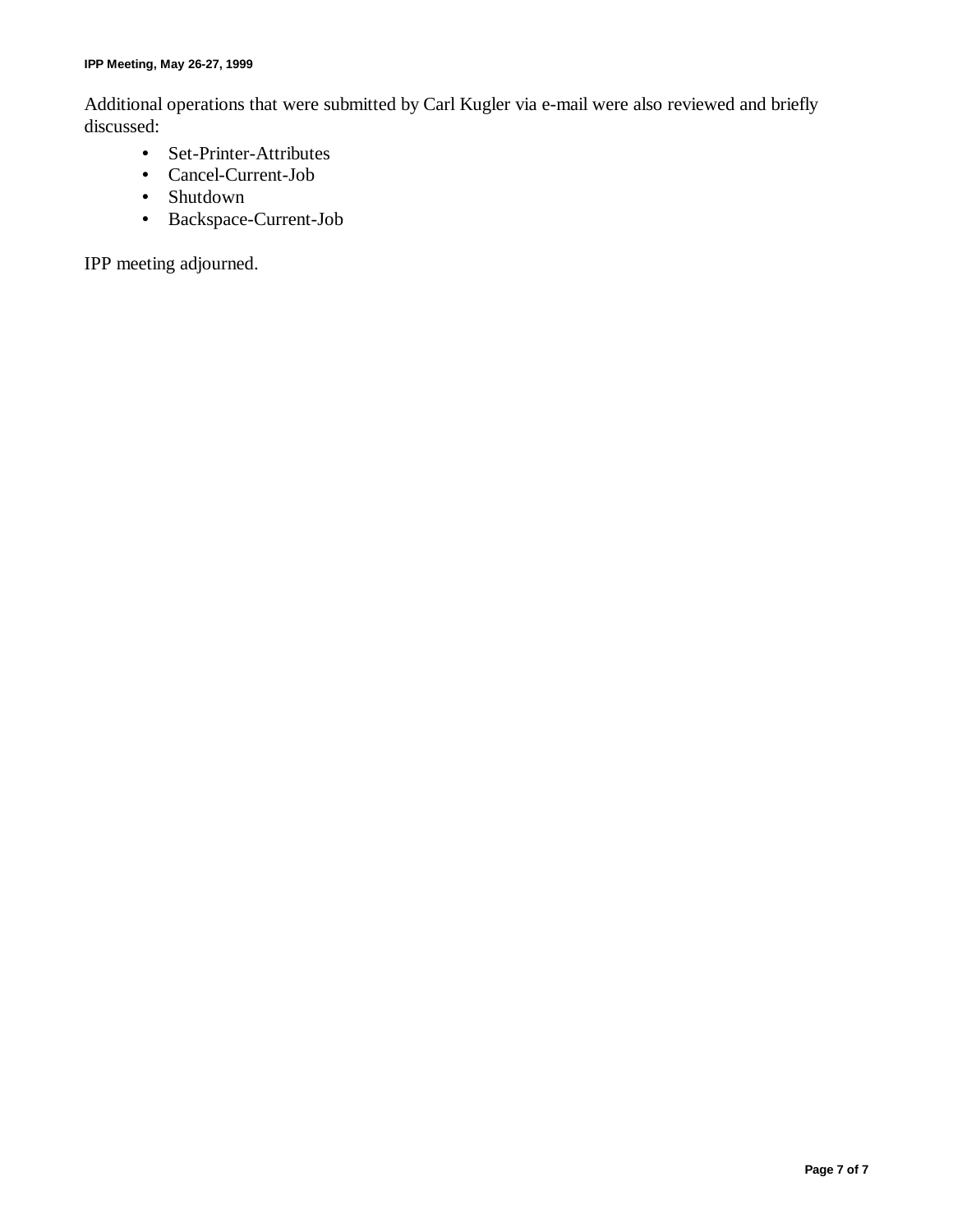Additional operations that were submitted by Carl Kugler via e-mail were also reviewed and briefly discussed:

- Set-Printer-Attributes
- Cancel-Current-Job
- Shutdown
- Backspace-Current-Job

IPP meeting adjourned.